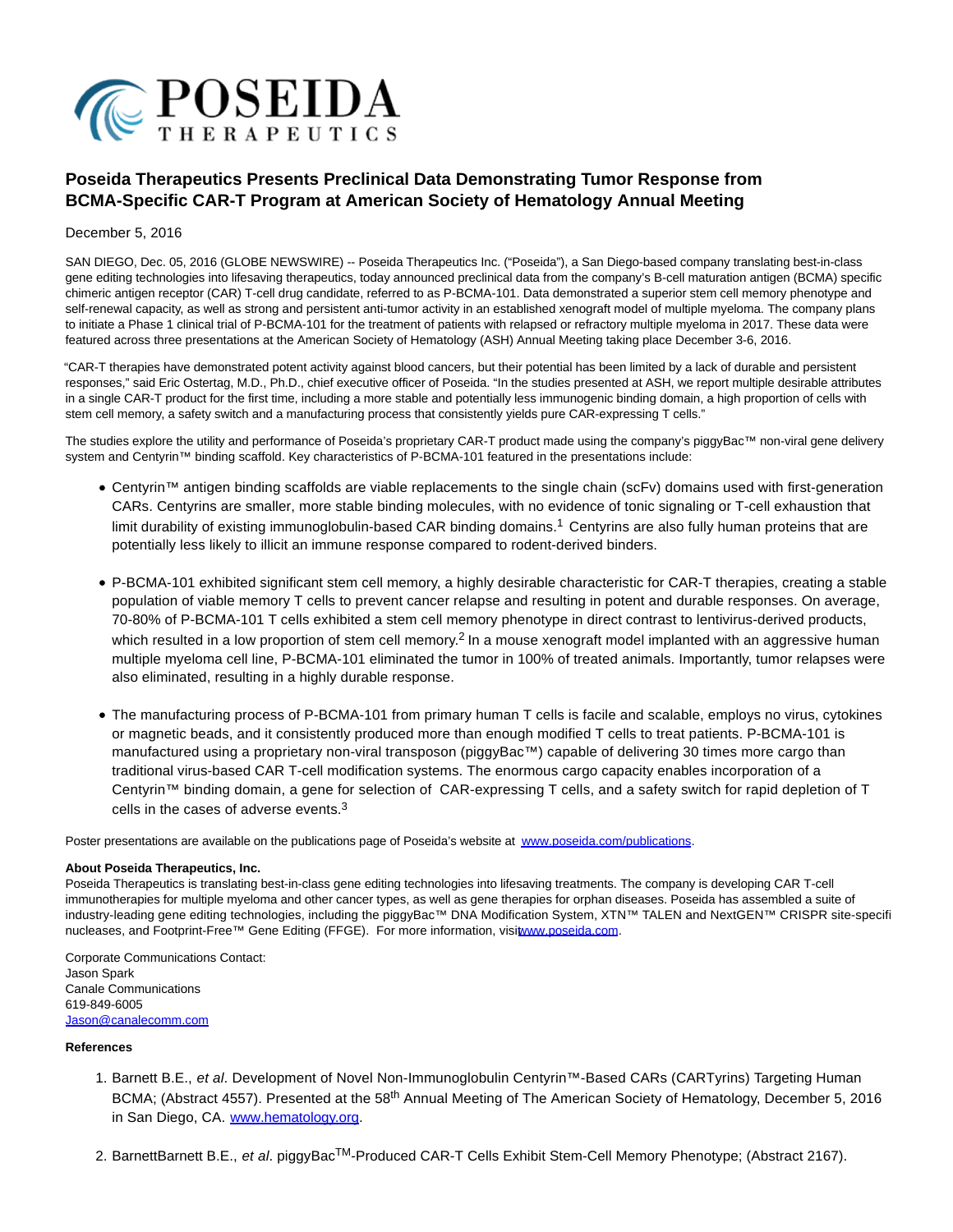# Poseida Therapeutics Presents Preclinical Data Demonstrating Tumor Response from BCMA-Specific CAR-T Program at American Society of Hematology Annual Meeting

December 5, 2016

SAN DIEGO, Dec. 05, 2016 (GLOBE NEWSWIRE) -- Poseida Therapeutics Inc. ("Poseida"), a San Diego-based company translating best-in-class gene editing technologies into lifesaving therapeutics, today announced preclinical data from the company's B-cell maturation antigen (BCMA) specific chimeric antigen receptor (CAR) T-cell drug candidate, referred to as P-BCMA-101. Data demonstrated a superior stem cell memory phenotype and self-renewal capacity, as well as strong and persistent anti-tumor activity in an established xenograft model of multiple myeloma. The company plans to initiate a Phase 1 clinical trial of P-BCMA-101 for the treatment of patients with relapsed or refractory multiple myeloma in 2017. These data were featured across three presentations at the American Society of Hematology (ASH) Annual Meeting taking place December 3-6, 2016.

"CAR-T therapies have demonstrated potent activity against blood cancers, but their potential has been limited by a lack of durable and persistent responses," said Eric Ostertag, M.D., Ph.D., chief executive officer of Poseida. "In the studies presented at ASH, we report multiple desirable attributes in a single CAR-T product for the first time, including a more stable and potentially less immunogenic binding domain, a high proportion of cells with stem cell memory, a safety switch and a manufacturing process that consistently yields pure CAR-expressing T cells."

The studies explore the utility and performance of Poseida's proprietary CAR-T product made using the company's piggyBac™ non-viral gene delivery system and Centyrin™ binding scaffold. Key characteristics of P-BCMA-101 featured in the presentations include:

- Centyrin™ antigen binding scaffolds are viable replacements to the single chain (scFv) domains used with first-generation CARs. Centyrins are smaller, more stable binding molecules, with no evidence of tonic signaling or T-cell exhaustion that limit durability of existing immunoglobulin-based CAR binding domains.[1] Centyrins are also fully human proteins that are potentially less likely to illicit an immune response compared to rodent-derived binders.

- P-BCMA-101 exhibited significant stem cell memory, a highly desirable characteristic for CAR-T therapies, creating a stable population of viable memory T cells to prevent cancer relapse and resulting in potent and durable responses. On average, 70-80% of P-BCMA-101 T cells exhibited a stem cell memory phenotype in direct contrast to lentivirus-derived products, which resulted in a low proportion of stem cell memory.[2] In a mouse xenograft model implanted with an aggressive human multiple myeloma cell line, P-BCMA-101 eliminated the tumor in 100% of treated animals. Importantly, tumor relapses were also eliminated, resulting in a highly durable response.

- The manufacturing process of P-BCMA-101 from primary human T cells is facile and scalable, employs no virus, cytokines or magnetic beads, and it consistently produced more than enough modified T cells to treat patients. P-BCMA-101 is manufactured using a proprietary non-viral transposon (piggyBac™) capable of delivering 30 times more cargo than traditional virus-based CAR T-cell modification systems. The enormous cargo capacity enables incorporation of a Centyrin™ binding domain, a gene for selection of CAR-expressing T cells, and a safety switch for rapid depletion of T cells in the cases of adverse events.[3]

Poster presentations are available on the publications page of Poseida's website at [www.poseida.com/publications](www.poseida.com/publications).

**About Poseida Therapeutics, Inc.**
Poseida Therapeutics is translating best-in-class gene editing technologies into lifesaving treatments. The company is developing CAR T-cell immunotherapies for multiple myeloma and other cancer types, as well as gene therapies for orphan diseases. Poseida has assembled a suite of industry-leading gene editing technologies, including the piggyBac™ DNA Modification System, XTN™ TALEN and NextGEN™ CRISPR site-specifi nucleases, and Footprint-Free™ Gene Editing (FFGE). For more information, visit[www.poseida.com](www.poseida.com).

Corporate Communications Contact:
Jason Spark
Canale Communications
619-849-6005
[Jason@canalecomm.com](mailto:Jason@canalecomm.com)

**References**

1. Barnett B.E., *et al*. Development of Novel Non-Immunoglobulin Centyrin™-Based CARs (CARTyrins) Targeting Human BCMA; (Abstract 4557). Presented at the 58th Annual Meeting of The American Society of Hematology, December 5, 2016 in San Diego, CA. [www.hematology.org](www.hematology.org).

2. BarnettBarnett B.E., *et al*. piggyBac™-Produced CAR-T Cells Exhibit Stem-Cell Memory Phenotype; (Abstract 2167).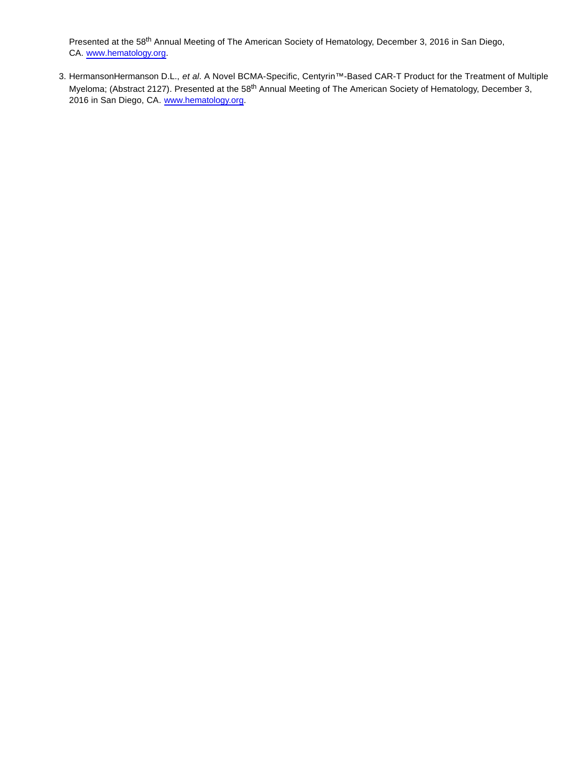Presented at the 58th Annual Meeting of The American Society of Hematology, December 3, 2016 in San Diego, CA. www.hematology.org.

3. HermansonHermanson D.L., *et al*. A Novel BCMA-Specific, Centyrin™-Based CAR-T Product for the Treatment of Multiple Myeloma; (Abstract 2127). Presented at the 58th Annual Meeting of The American Society of Hematology, December 3, 2016 in San Diego, CA. www.hematology.org.